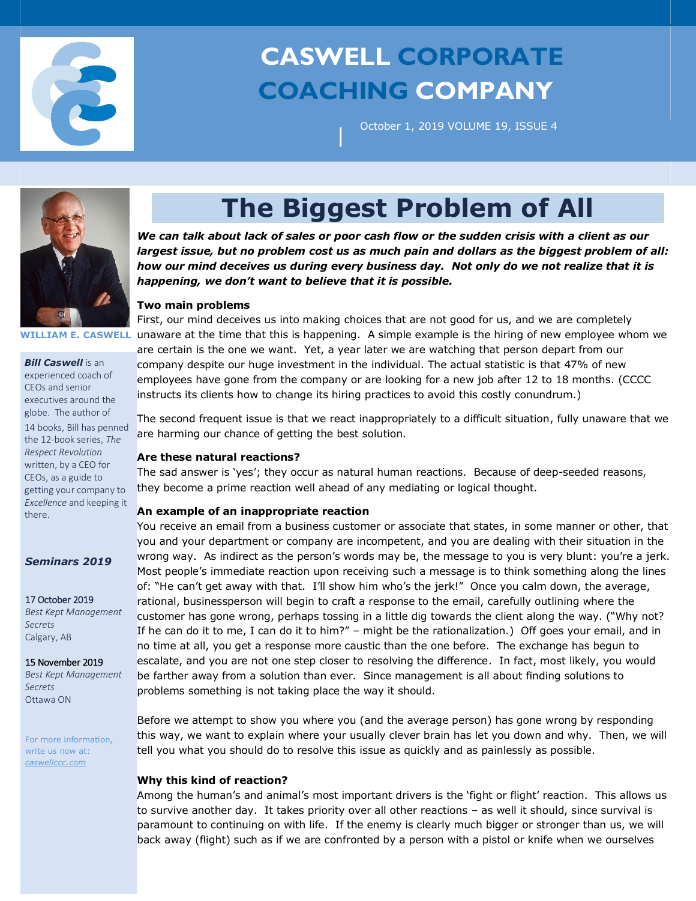# CASWELL CORPORATE COACHING COMPANY

October 1, 2019 VOLUME 19, ISSUE 4

**WILLIAM E. CASWELL**

***Bill Caswell*** is an experienced coach of CEOs and senior executives around the globe. The author of 14 books, Bill has penned the 12-book series, *The Respect Revolution* written, by a CEO for CEOs, as a guide to getting your company to *Excellence* and keeping it there.

### *Seminars 2019*

17 October 2019
*Best Kept Management Secrets*
Calgary, AB

15 November 2019
*Best Kept Management Secrets*
Ottawa ON

For more information, write us now at: *caswellccc.com*

# The Biggest Problem of All

***We can talk about lack of sales or poor cash flow or the sudden crisis with a client as our largest issue, but no problem cost us as much pain and dollars as the biggest problem of all: how our mind deceives us during every business day. Not only do we not realize that it is happening, we don't want to believe that it is possible.***

**Two main problems**

First, our mind deceives us into making choices that are not good for us, and we are completely unaware at the time that this is happening. A simple example is the hiring of new employee whom we are certain is the one we want. Yet, a year later we are watching that person depart from our company despite our huge investment in the individual. The actual statistic is that 47% of new employees have gone from the company or are looking for a new job after 12 to 18 months. (CCCC instructs its clients how to change its hiring practices to avoid this costly conundrum.)

The second frequent issue is that we react inappropriately to a difficult situation, fully unaware that we are harming our chance of getting the best solution.

**Are these natural reactions?**

The sad answer is 'yes'; they occur as natural human reactions. Because of deep-seeded reasons, they become a prime reaction well ahead of any mediating or logical thought.

**An example of an inappropriate reaction**

You receive an email from a business customer or associate that states, in some manner or other, that you and your department or company are incompetent, and you are dealing with their situation in the wrong way. As indirect as the person's words may be, the message to you is very blunt: you're a jerk. Most people's immediate reaction upon receiving such a message is to think something along the lines of: "He can't get away with that. I'll show him who's the jerk!" Once you calm down, the average, rational, businessperson will begin to craft a response to the email, carefully outlining where the customer has gone wrong, perhaps tossing in a little dig towards the client along the way. ("Why not? If he can do it to me, I can do it to him?" – might be the rationalization.) Off goes your email, and in no time at all, you get a response more caustic than the one before. The exchange has begun to escalate, and you are not one step closer to resolving the difference. In fact, most likely, you would be farther away from a solution than ever. Since management is all about finding solutions to problems something is not taking place the way it should.

Before we attempt to show you where you (and the average person) has gone wrong by responding this way, we want to explain where your usually clever brain has let you down and why. Then, we will tell you what you should do to resolve this issue as quickly and as painlessly as possible.

**Why this kind of reaction?**

Among the human's and animal's most important drivers is the 'fight or flight' reaction. This allows us to survive another day. It takes priority over all other reactions – as well it should, since survival is paramount to continuing on with life. If the enemy is clearly much bigger or stronger than us, we will back away (flight) such as if we are confronted by a person with a pistol or knife when we ourselves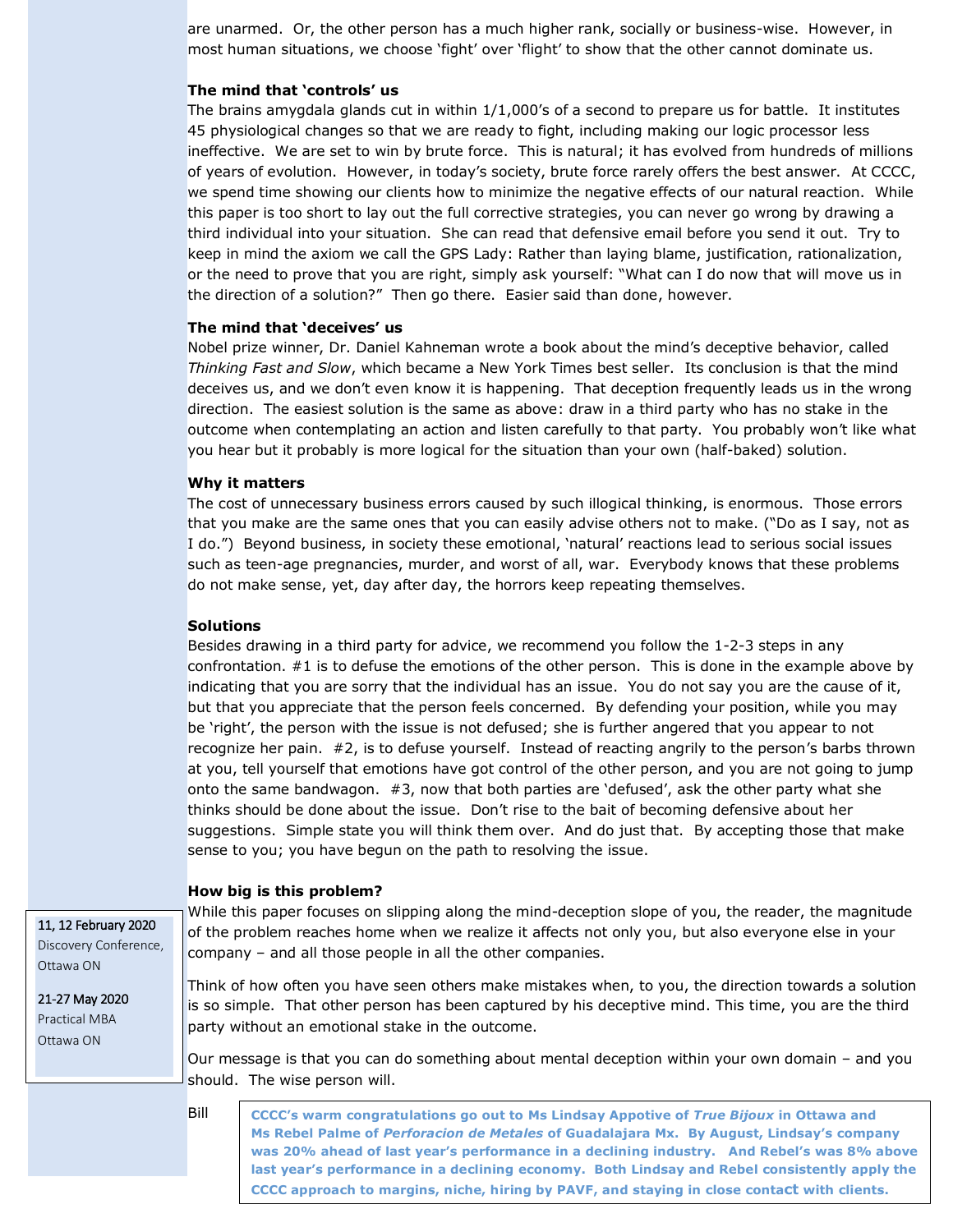are unarmed. Or, the other person has a much higher rank, socially or business-wise. However, in most human situations, we choose 'fight' over 'flight' to show that the other cannot dominate us.

**The mind that 'controls' us**

The brains amygdala glands cut in within 1/1,000's of a second to prepare us for battle. It institutes 45 physiological changes so that we are ready to fight, including making our logic processor less ineffective. We are set to win by brute force. This is natural; it has evolved from hundreds of millions of years of evolution. However, in today's society, brute force rarely offers the best answer. At CCCC, we spend time showing our clients how to minimize the negative effects of our natural reaction. While this paper is too short to lay out the full corrective strategies, you can never go wrong by drawing a third individual into your situation. She can read that defensive email before you send it out. Try to keep in mind the axiom we call the GPS Lady: Rather than laying blame, justification, rationalization, or the need to prove that you are right, simply ask yourself: "What can I do now that will move us in the direction of a solution?" Then go there. Easier said than done, however.

**The mind that 'deceives' us**

Nobel prize winner, Dr. Daniel Kahneman wrote a book about the mind's deceptive behavior, called *Thinking Fast and Slow*, which became a New York Times best seller. Its conclusion is that the mind deceives us, and we don't even know it is happening. That deception frequently leads us in the wrong direction. The easiest solution is the same as above: draw in a third party who has no stake in the outcome when contemplating an action and listen carefully to that party. You probably won't like what you hear but it probably is more logical for the situation than your own (half-baked) solution.

**Why it matters**

The cost of unnecessary business errors caused by such illogical thinking, is enormous. Those errors that you make are the same ones that you can easily advise others not to make. ("Do as I say, not as I do.") Beyond business, in society these emotional, 'natural' reactions lead to serious social issues such as teen-age pregnancies, murder, and worst of all, war. Everybody knows that these problems do not make sense, yet, day after day, the horrors keep repeating themselves.

**Solutions**

Besides drawing in a third party for advice, we recommend you follow the 1-2-3 steps in any confrontation. #1 is to defuse the emotions of the other person. This is done in the example above by indicating that you are sorry that the individual has an issue. You do not say you are the cause of it, but that you appreciate that the person feels concerned. By defending your position, while you may be 'right', the person with the issue is not defused; she is further angered that you appear to not recognize her pain. #2, is to defuse yourself. Instead of reacting angrily to the person's barbs thrown at you, tell yourself that emotions have got control of the other person, and you are not going to jump onto the same bandwagon. #3, now that both parties are 'defused', ask the other party what she thinks should be done about the issue. Don't rise to the bait of becoming defensive about her suggestions. Simple state you will think them over. And do just that. By accepting those that make sense to you; you have begun on the path to resolving the issue.

**How big is this problem?**

While this paper focuses on slipping along the mind-deception slope of you, the reader, the magnitude of the problem reaches home when we realize it affects not only you, but also everyone else in your company – and all those people in all the other companies.

Think of how often you have seen others make mistakes when, to you, the direction towards a solution is so simple. That other person has been captured by his deceptive mind. This time, you are the third party without an emotional stake in the outcome.

Our message is that you can do something about mental deception within your own domain – and you should. The wise person will.

Bill

11, 12 February 2020
Discovery Conference,
Ottawa ON

21-27 May 2020
Practical MBA
Ottawa ON

**CCCC's warm congratulations go out to Ms Lindsay Appotive of *True Bijoux* in Ottawa and Ms Rebel Palme of *Perforacion de Metales* of Guadalajara Mx. By August, Lindsay's company was 20% ahead of last year's performance in a declining industry. And Rebel's was 8% above last year's performance in a declining economy. Both Lindsay and Rebel consistently apply the CCCC approach to margins, niche, hiring by PAVF, and staying in close contact with clients.**